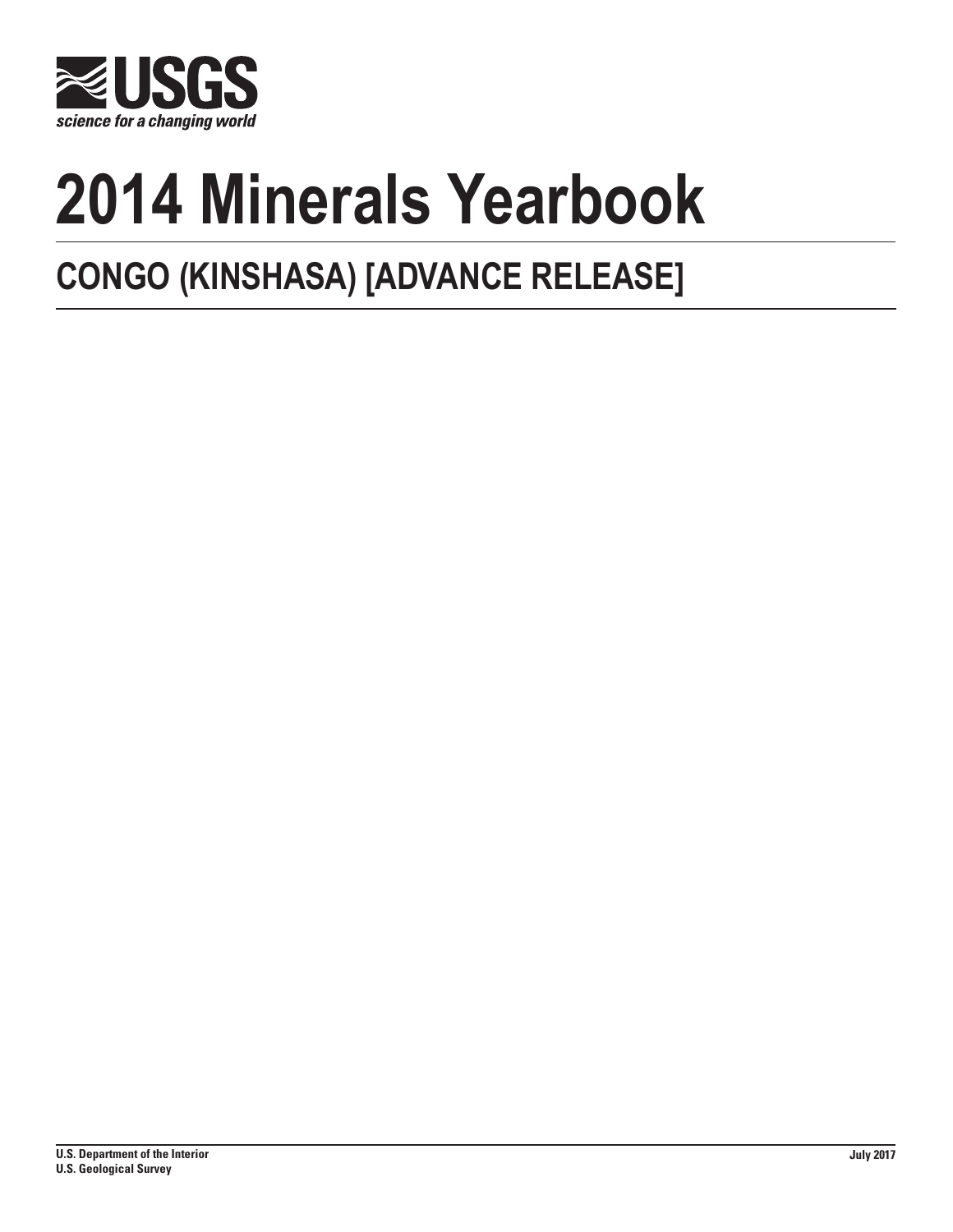USGS

science for a changing world

# 2014 Minerals Yearbook

## CONGO (KINSHASA) [ADVANCE RELEASE]

**U.S. Department of the Interior**
**U.S. Geological Survey**

**July 2017**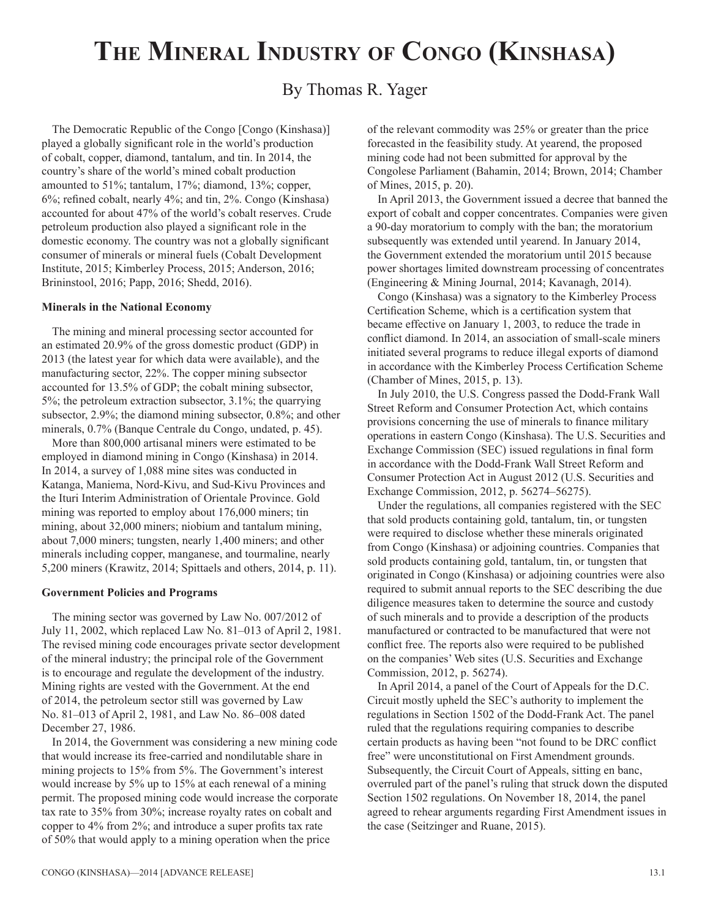# The Mineral Industry of Congo (Kinshasa)

By Thomas R. Yager

The Democratic Republic of the Congo [Congo (Kinshasa)] played a globally significant role in the world's production of cobalt, copper, diamond, tantalum, and tin. In 2014, the country's share of the world's mined cobalt production amounted to 51%; tantalum, 17%; diamond, 13%; copper, 6%; refined cobalt, nearly 4%; and tin, 2%. Congo (Kinshasa) accounted for about 47% of the world's cobalt reserves. Crude petroleum production also played a significant role in the domestic economy. The country was not a globally significant consumer of minerals or mineral fuels (Cobalt Development Institute, 2015; Kimberley Process, 2015; Anderson, 2016; Brininstool, 2016; Papp, 2016; Shedd, 2016).

### Minerals in the National Economy

The mining and mineral processing sector accounted for an estimated 20.9% of the gross domestic product (GDP) in 2013 (the latest year for which data were available), and the manufacturing sector, 22%. The copper mining subsector accounted for 13.5% of GDP; the cobalt mining subsector, 5%; the petroleum extraction subsector, 3.1%; the quarrying subsector, 2.9%; the diamond mining subsector, 0.8%; and other minerals, 0.7% (Banque Centrale du Congo, undated, p. 45).

More than 800,000 artisanal miners were estimated to be employed in diamond mining in Congo (Kinshasa) in 2014. In 2014, a survey of 1,088 mine sites was conducted in Katanga, Maniema, Nord-Kivu, and Sud-Kivu Provinces and the Ituri Interim Administration of Orientale Province. Gold mining was reported to employ about 176,000 miners; tin mining, about 32,000 miners; niobium and tantalum mining, about 7,000 miners; tungsten, nearly 1,400 miners; and other minerals including copper, manganese, and tourmaline, nearly 5,200 miners (Krawitz, 2014; Spittaels and others, 2014, p. 11).

### Government Policies and Programs

The mining sector was governed by Law No. 007/2012 of July 11, 2002, which replaced Law No. 81–013 of April 2, 1981. The revised mining code encourages private sector development of the mineral industry; the principal role of the Government is to encourage and regulate the development of the industry. Mining rights are vested with the Government. At the end of 2014, the petroleum sector still was governed by Law No. 81–013 of April 2, 1981, and Law No. 86–008 dated December 27, 1986.

In 2014, the Government was considering a new mining code that would increase its free-carried and nondilutable share in mining projects to 15% from 5%. The Government's interest would increase by 5% up to 15% at each renewal of a mining permit. The proposed mining code would increase the corporate tax rate to 35% from 30%; increase royalty rates on cobalt and copper to 4% from 2%; and introduce a super profits tax rate of 50% that would apply to a mining operation when the price of the relevant commodity was 25% or greater than the price forecasted in the feasibility study. At yearend, the proposed mining code had not been submitted for approval by the Congolese Parliament (Bahamin, 2014; Brown, 2014; Chamber of Mines, 2015, p. 20).

In April 2013, the Government issued a decree that banned the export of cobalt and copper concentrates. Companies were given a 90-day moratorium to comply with the ban; the moratorium subsequently was extended until yearend. In January 2014, the Government extended the moratorium until 2015 because power shortages limited downstream processing of concentrates (Engineering & Mining Journal, 2014; Kavanagh, 2014).

Congo (Kinshasa) was a signatory to the Kimberley Process Certification Scheme, which is a certification system that became effective on January 1, 2003, to reduce the trade in conflict diamond. In 2014, an association of small-scale miners initiated several programs to reduce illegal exports of diamond in accordance with the Kimberley Process Certification Scheme (Chamber of Mines, 2015, p. 13).

In July 2010, the U.S. Congress passed the Dodd-Frank Wall Street Reform and Consumer Protection Act, which contains provisions concerning the use of minerals to finance military operations in eastern Congo (Kinshasa). The U.S. Securities and Exchange Commission (SEC) issued regulations in final form in accordance with the Dodd-Frank Wall Street Reform and Consumer Protection Act in August 2012 (U.S. Securities and Exchange Commission, 2012, p. 56274–56275).

Under the regulations, all companies registered with the SEC that sold products containing gold, tantalum, tin, or tungsten were required to disclose whether these minerals originated from Congo (Kinshasa) or adjoining countries. Companies that sold products containing gold, tantalum, tin, or tungsten that originated in Congo (Kinshasa) or adjoining countries were also required to submit annual reports to the SEC describing the due diligence measures taken to determine the source and custody of such minerals and to provide a description of the products manufactured or contracted to be manufactured that were not conflict free. The reports also were required to be published on the companies' Web sites (U.S. Securities and Exchange Commission, 2012, p. 56274).

In April 2014, a panel of the Court of Appeals for the D.C. Circuit mostly upheld the SEC's authority to implement the regulations in Section 1502 of the Dodd-Frank Act. The panel ruled that the regulations requiring companies to describe certain products as having been "not found to be DRC conflict free" were unconstitutional on First Amendment grounds. Subsequently, the Circuit Court of Appeals, sitting en banc, overruled part of the panel's ruling that struck down the disputed Section 1502 regulations. On November 18, 2014, the panel agreed to rehear arguments regarding First Amendment issues in the case (Seitzinger and Ruane, 2015).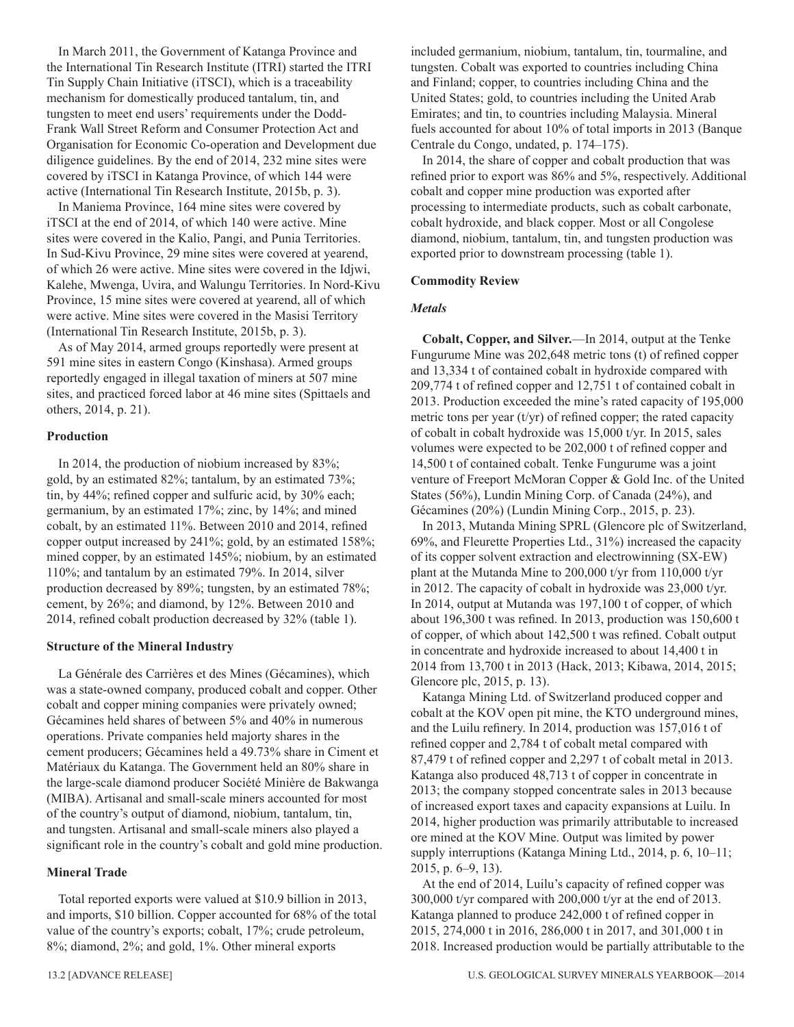In March 2011, the Government of Katanga Province and the International Tin Research Institute (ITRI) started the ITRI Tin Supply Chain Initiative (iTSCI), which is a traceability mechanism for domestically produced tantalum, tin, and tungsten to meet end users' requirements under the Dodd-Frank Wall Street Reform and Consumer Protection Act and Organisation for Economic Co-operation and Development due diligence guidelines. By the end of 2014, 232 mine sites were covered by iTSCI in Katanga Province, of which 144 were active (International Tin Research Institute, 2015b, p. 3).

In Maniema Province, 164 mine sites were covered by iTSCI at the end of 2014, of which 140 were active. Mine sites were covered in the Kalio, Pangi, and Punia Territories. In Sud-Kivu Province, 29 mine sites were covered at yearend, of which 26 were active. Mine sites were covered in the Idjwi, Kalehe, Mwenga, Uvira, and Walungu Territories. In Nord-Kivu Province, 15 mine sites were covered at yearend, all of which were active. Mine sites were covered in the Masisi Territory (International Tin Research Institute, 2015b, p. 3).

As of May 2014, armed groups reportedly were present at 591 mine sites in eastern Congo (Kinshasa). Armed groups reportedly engaged in illegal taxation of miners at 507 mine sites, and practiced forced labor at 46 mine sites (Spittaels and others, 2014, p. 21).

## Production

In 2014, the production of niobium increased by 83%; gold, by an estimated 82%; tantalum, by an estimated 73%; tin, by 44%; refined copper and sulfuric acid, by 30% each; germanium, by an estimated 17%; zinc, by 14%; and mined cobalt, by an estimated 11%. Between 2010 and 2014, refined copper output increased by 241%; gold, by an estimated 158%; mined copper, by an estimated 145%; niobium, by an estimated 110%; and tantalum by an estimated 79%. In 2014, silver production decreased by 89%; tungsten, by an estimated 78%; cement, by 26%; and diamond, by 12%. Between 2010 and 2014, refined cobalt production decreased by 32% (table 1).

## Structure of the Mineral Industry

La Générale des Carrières et des Mines (Gécamines), which was a state-owned company, produced cobalt and copper. Other cobalt and copper mining companies were privately owned; Gécamines held shares of between 5% and 40% in numerous operations. Private companies held majorty shares in the cement producers; Gécamines held a 49.73% share in Ciment et Matériaux du Katanga. The Government held an 80% share in the large-scale diamond producer Société Minière de Bakwanga (MIBA). Artisanal and small-scale miners accounted for most of the country's output of diamond, niobium, tantalum, tin, and tungsten. Artisanal and small-scale miners also played a significant role in the country's cobalt and gold mine production.

## Mineral Trade

Total reported exports were valued at $10.9 billion in 2013, and imports, $10 billion. Copper accounted for 68% of the total value of the country's exports; cobalt, 17%; crude petroleum, 8%; diamond, 2%; and gold, 1%. Other mineral exports included germanium, niobium, tantalum, tin, tourmaline, and tungsten. Cobalt was exported to countries including China and Finland; copper, to countries including China and the United States; gold, to countries including the United Arab Emirates; and tin, to countries including Malaysia. Mineral fuels accounted for about 10% of total imports in 2013 (Banque Centrale du Congo, undated, p. 174–175).

In 2014, the share of copper and cobalt production that was refined prior to export was 86% and 5%, respectively. Additional cobalt and copper mine production was exported after processing to intermediate products, such as cobalt carbonate, cobalt hydroxide, and black copper. Most or all Congolese diamond, niobium, tantalum, tin, and tungsten production was exported prior to downstream processing (table 1).

## Commodity Review

### *Metals*

**Cobalt, Copper, and Silver.**—In 2014, output at the Tenke Fungurume Mine was 202,648 metric tons (t) of refined copper and 13,334 t of contained cobalt in hydroxide compared with 209,774 t of refined copper and 12,751 t of contained cobalt in 2013. Production exceeded the mine's rated capacity of 195,000 metric tons per year (t/yr) of refined copper; the rated capacity of cobalt in cobalt hydroxide was 15,000 t/yr. In 2015, sales volumes were expected to be 202,000 t of refined copper and 14,500 t of contained cobalt. Tenke Fungurume was a joint venture of Freeport McMoran Copper & Gold Inc. of the United States (56%), Lundin Mining Corp. of Canada (24%), and Gécamines (20%) (Lundin Mining Corp., 2015, p. 23).

In 2013, Mutanda Mining SPRL (Glencore plc of Switzerland, 69%, and Fleurette Properties Ltd., 31%) increased the capacity of its copper solvent extraction and electrowinning (SX-EW) plant at the Mutanda Mine to 200,000 t/yr from 110,000 t/yr in 2012. The capacity of cobalt in hydroxide was 23,000 t/yr. In 2014, output at Mutanda was 197,100 t of copper, of which about 196,300 t was refined. In 2013, production was 150,600 t of copper, of which about 142,500 t was refined. Cobalt output in concentrate and hydroxide increased to about 14,400 t in 2014 from 13,700 t in 2013 (Hack, 2013; Kibawa, 2014, 2015; Glencore plc, 2015, p. 13).

Katanga Mining Ltd. of Switzerland produced copper and cobalt at the KOV open pit mine, the KTO underground mines, and the Luilu refinery. In 2014, production was 157,016 t of refined copper and 2,784 t of cobalt metal compared with 87,479 t of refined copper and 2,297 t of cobalt metal in 2013. Katanga also produced 48,713 t of copper in concentrate in 2013; the company stopped concentrate sales in 2013 because of increased export taxes and capacity expansions at Luilu. In 2014, higher production was primarily attributable to increased ore mined at the KOV Mine. Output was limited by power supply interruptions (Katanga Mining Ltd., 2014, p. 6, 10–11; 2015, p. 6–9, 13).

At the end of 2014, Luilu's capacity of refined copper was 300,000 t/yr compared with 200,000 t/yr at the end of 2013. Katanga planned to produce 242,000 t of refined copper in 2015, 274,000 t in 2016, 286,000 t in 2017, and 301,000 t in 2018. Increased production would be partially attributable to the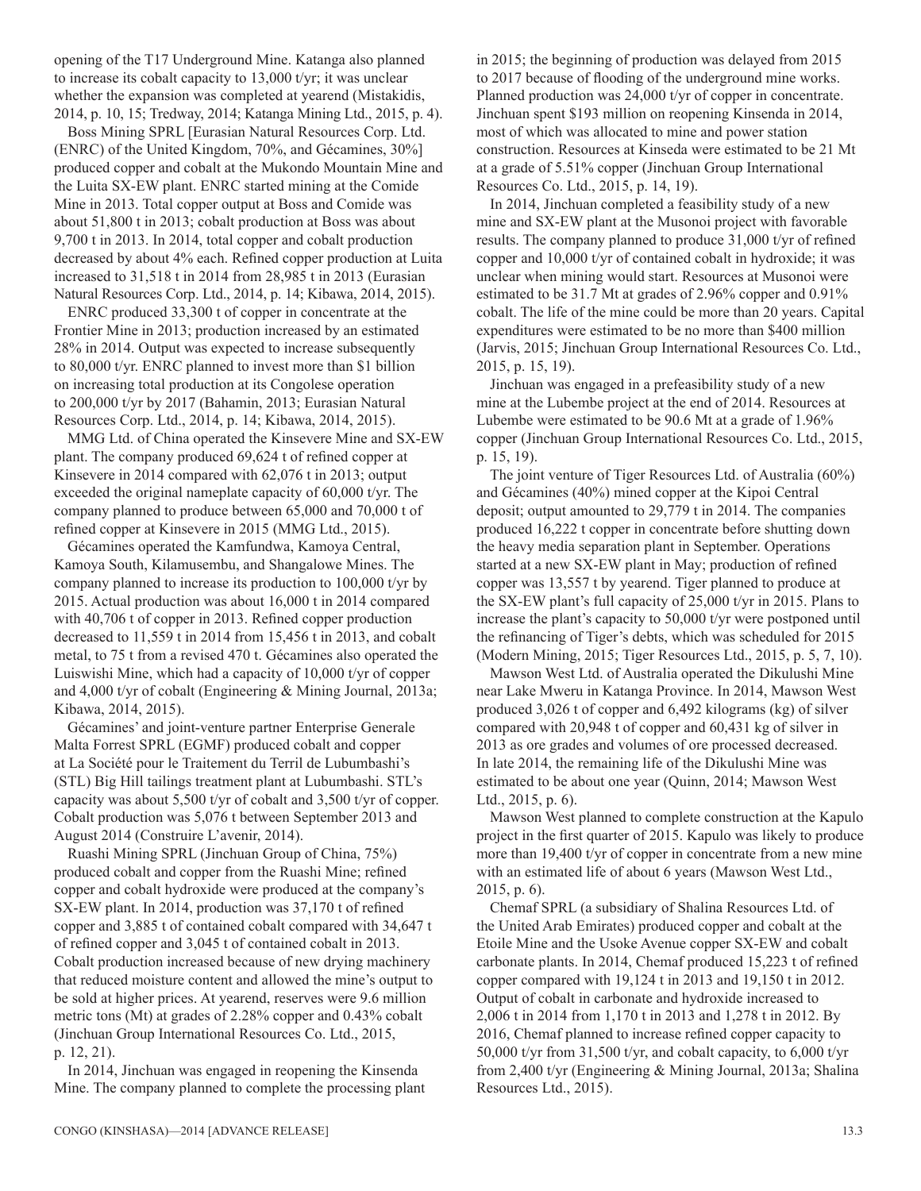opening of the T17 Underground Mine. Katanga also planned to increase its cobalt capacity to 13,000 t/yr; it was unclear whether the expansion was completed at yearend (Mistakidis, 2014, p. 10, 15; Tredway, 2014; Katanga Mining Ltd., 2015, p. 4).

Boss Mining SPRL [Eurasian Natural Resources Corp. Ltd. (ENRC) of the United Kingdom, 70%, and Gécamines, 30%] produced copper and cobalt at the Mukondo Mountain Mine and the Luita SX-EW plant. ENRC started mining at the Comide Mine in 2013. Total copper output at Boss and Comide was about 51,800 t in 2013; cobalt production at Boss was about 9,700 t in 2013. In 2014, total copper and cobalt production decreased by about 4% each. Refined copper production at Luita increased to 31,518 t in 2014 from 28,985 t in 2013 (Eurasian Natural Resources Corp. Ltd., 2014, p. 14; Kibawa, 2014, 2015).

ENRC produced 33,300 t of copper in concentrate at the Frontier Mine in 2013; production increased by an estimated 28% in 2014. Output was expected to increase subsequently to 80,000 t/yr. ENRC planned to invest more than $1 billion on increasing total production at its Congolese operation to 200,000 t/yr by 2017 (Bahamin, 2013; Eurasian Natural Resources Corp. Ltd., 2014, p. 14; Kibawa, 2014, 2015).

MMG Ltd. of China operated the Kinsevere Mine and SX-EW plant. The company produced 69,624 t of refined copper at Kinsevere in 2014 compared with 62,076 t in 2013; output exceeded the original nameplate capacity of 60,000 t/yr. The company planned to produce between 65,000 and 70,000 t of refined copper at Kinsevere in 2015 (MMG Ltd., 2015).

Gécamines operated the Kamfundwa, Kamoya Central, Kamoya South, Kilamusembu, and Shangalowe Mines. The company planned to increase its production to 100,000 t/yr by 2015. Actual production was about 16,000 t in 2014 compared with 40,706 t of copper in 2013. Refined copper production decreased to 11,559 t in 2014 from 15,456 t in 2013, and cobalt metal, to 75 t from a revised 470 t. Gécamines also operated the Luiswishi Mine, which had a capacity of 10,000 t/yr of copper and 4,000 t/yr of cobalt (Engineering & Mining Journal, 2013a; Kibawa, 2014, 2015).

Gécamines' and joint-venture partner Enterprise Generale Malta Forrest SPRL (EGMF) produced cobalt and copper at La Société pour le Traitement du Terril de Lubumbashi's (STL) Big Hill tailings treatment plant at Lubumbashi. STL's capacity was about 5,500 t/yr of cobalt and 3,500 t/yr of copper. Cobalt production was 5,076 t between September 2013 and August 2014 (Construire L'avenir, 2014).

Ruashi Mining SPRL (Jinchuan Group of China, 75%) produced cobalt and copper from the Ruashi Mine; refined copper and cobalt hydroxide were produced at the company's SX-EW plant. In 2014, production was 37,170 t of refined copper and 3,885 t of contained cobalt compared with 34,647 t of refined copper and 3,045 t of contained cobalt in 2013. Cobalt production increased because of new drying machinery that reduced moisture content and allowed the mine's output to be sold at higher prices. At yearend, reserves were 9.6 million metric tons (Mt) at grades of 2.28% copper and 0.43% cobalt (Jinchuan Group International Resources Co. Ltd., 2015, p. 12, 21).

In 2014, Jinchuan was engaged in reopening the Kinsenda Mine. The company planned to complete the processing plant in 2015; the beginning of production was delayed from 2015 to 2017 because of flooding of the underground mine works. Planned production was 24,000 t/yr of copper in concentrate. Jinchuan spent $193 million on reopening Kinsenda in 2014, most of which was allocated to mine and power station construction. Resources at Kinseda were estimated to be 21 Mt at a grade of 5.51% copper (Jinchuan Group International Resources Co. Ltd., 2015, p. 14, 19).

In 2014, Jinchuan completed a feasibility study of a new mine and SX-EW plant at the Musonoi project with favorable results. The company planned to produce 31,000 t/yr of refined copper and 10,000 t/yr of contained cobalt in hydroxide; it was unclear when mining would start. Resources at Musonoi were estimated to be 31.7 Mt at grades of 2.96% copper and 0.91% cobalt. The life of the mine could be more than 20 years. Capital expenditures were estimated to be no more than $400 million (Jarvis, 2015; Jinchuan Group International Resources Co. Ltd., 2015, p. 15, 19).

Jinchuan was engaged in a prefeasibility study of a new mine at the Lubembe project at the end of 2014. Resources at Lubembe were estimated to be 90.6 Mt at a grade of 1.96% copper (Jinchuan Group International Resources Co. Ltd., 2015, p. 15, 19).

The joint venture of Tiger Resources Ltd. of Australia (60%) and Gécamines (40%) mined copper at the Kipoi Central deposit; output amounted to 29,779 t in 2014. The companies produced 16,222 t copper in concentrate before shutting down the heavy media separation plant in September. Operations started at a new SX-EW plant in May; production of refined copper was 13,557 t by yearend. Tiger planned to produce at the SX-EW plant's full capacity of 25,000 t/yr in 2015. Plans to increase the plant's capacity to 50,000 t/yr were postponed until the refinancing of Tiger's debts, which was scheduled for 2015 (Modern Mining, 2015; Tiger Resources Ltd., 2015, p. 5, 7, 10).

Mawson West Ltd. of Australia operated the Dikulushi Mine near Lake Mweru in Katanga Province. In 2014, Mawson West produced 3,026 t of copper and 6,492 kilograms (kg) of silver compared with 20,948 t of copper and 60,431 kg of silver in 2013 as ore grades and volumes of ore processed decreased. In late 2014, the remaining life of the Dikulushi Mine was estimated to be about one year (Quinn, 2014; Mawson West Ltd., 2015, p. 6).

Mawson West planned to complete construction at the Kapulo project in the first quarter of 2015. Kapulo was likely to produce more than 19,400 t/yr of copper in concentrate from a new mine with an estimated life of about 6 years (Mawson West Ltd., 2015, p. 6).

Chemaf SPRL (a subsidiary of Shalina Resources Ltd. of the United Arab Emirates) produced copper and cobalt at the Etoile Mine and the Usoke Avenue copper SX-EW and cobalt carbonate plants. In 2014, Chemaf produced 15,223 t of refined copper compared with 19,124 t in 2013 and 19,150 t in 2012. Output of cobalt in carbonate and hydroxide increased to 2,006 t in 2014 from 1,170 t in 2013 and 1,278 t in 2012. By 2016, Chemaf planned to increase refined copper capacity to 50,000 t/yr from 31,500 t/yr, and cobalt capacity, to 6,000 t/yr from 2,400 t/yr (Engineering & Mining Journal, 2013a; Shalina Resources Ltd., 2015).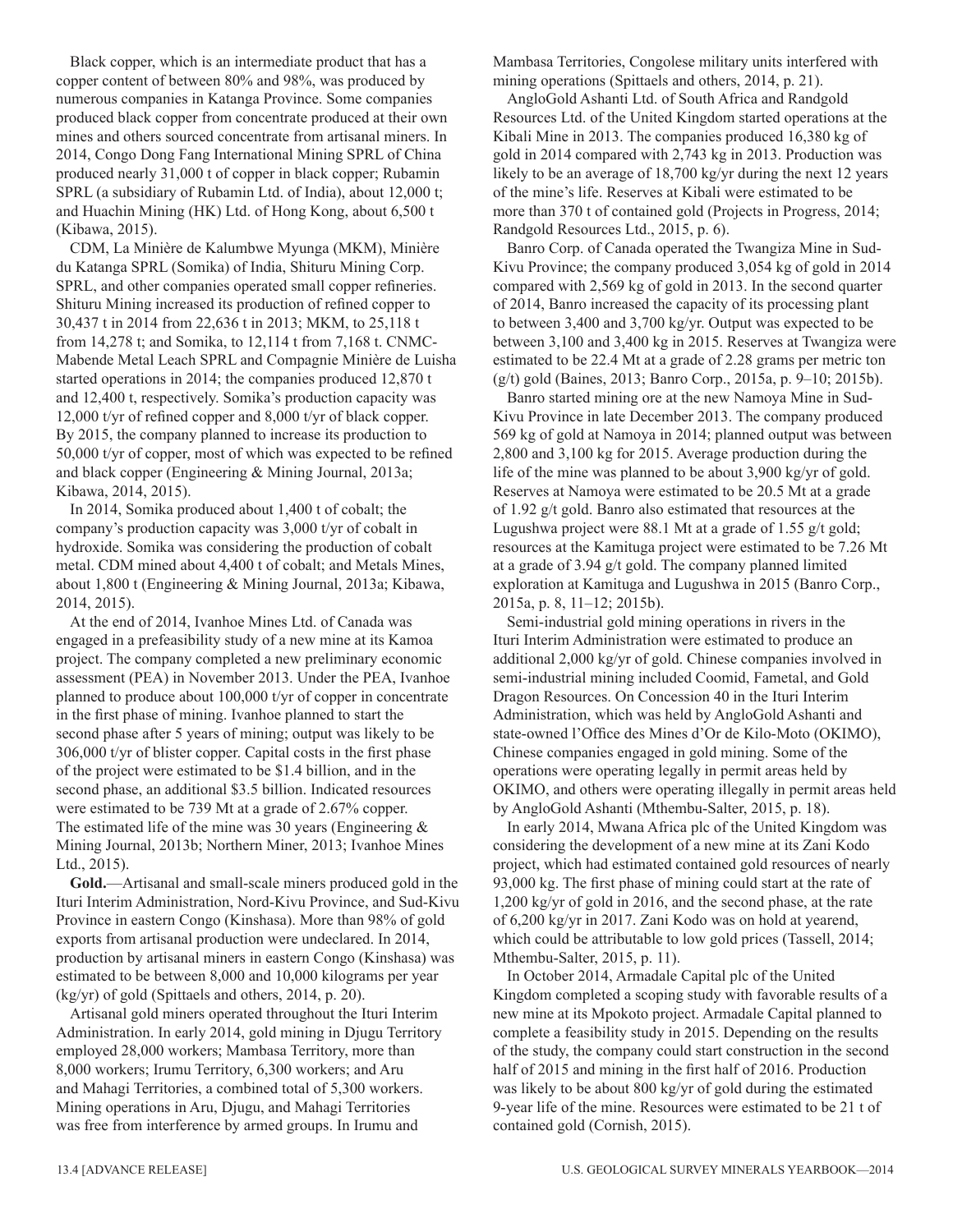Black copper, which is an intermediate product that has a copper content of between 80% and 98%, was produced by numerous companies in Katanga Province. Some companies produced black copper from concentrate produced at their own mines and others sourced concentrate from artisanal miners. In 2014, Congo Dong Fang International Mining SPRL of China produced nearly 31,000 t of copper in black copper; Rubamin SPRL (a subsidiary of Rubamin Ltd. of India), about 12,000 t; and Huachin Mining (HK) Ltd. of Hong Kong, about 6,500 t (Kibawa, 2015).

CDM, La Minière de Kalumbwe Myunga (MKM), Minière du Katanga SPRL (Somika) of India, Shituru Mining Corp. SPRL, and other companies operated small copper refineries. Shituru Mining increased its production of refined copper to 30,437 t in 2014 from 22,636 t in 2013; MKM, to 25,118 t from 14,278 t; and Somika, to 12,114 t from 7,168 t. CNMC-Mabende Metal Leach SPRL and Compagnie Minière de Luisha started operations in 2014; the companies produced 12,870 t and 12,400 t, respectively. Somika's production capacity was 12,000 t/yr of refined copper and 8,000 t/yr of black copper. By 2015, the company planned to increase its production to 50,000 t/yr of copper, most of which was expected to be refined and black copper (Engineering & Mining Journal, 2013a; Kibawa, 2014, 2015).

In 2014, Somika produced about 1,400 t of cobalt; the company's production capacity was 3,000 t/yr of cobalt in hydroxide. Somika was considering the production of cobalt metal. CDM mined about 4,400 t of cobalt; and Metals Mines, about 1,800 t (Engineering & Mining Journal, 2013a; Kibawa, 2014, 2015).

At the end of 2014, Ivanhoe Mines Ltd. of Canada was engaged in a prefeasibility study of a new mine at its Kamoa project. The company completed a new preliminary economic assessment (PEA) in November 2013. Under the PEA, Ivanhoe planned to produce about 100,000 t/yr of copper in concentrate in the first phase of mining. Ivanhoe planned to start the second phase after 5 years of mining; output was likely to be 306,000 t/yr of blister copper. Capital costs in the first phase of the project were estimated to be $1.4 billion, and in the second phase, an additional $3.5 billion. Indicated resources were estimated to be 739 Mt at a grade of 2.67% copper. The estimated life of the mine was 30 years (Engineering & Mining Journal, 2013b; Northern Miner, 2013; Ivanhoe Mines Ltd., 2015).

**Gold.**—Artisanal and small-scale miners produced gold in the Ituri Interim Administration, Nord-Kivu Province, and Sud-Kivu Province in eastern Congo (Kinshasa). More than 98% of gold exports from artisanal production were undeclared. In 2014, production by artisanal miners in eastern Congo (Kinshasa) was estimated to be between 8,000 and 10,000 kilograms per year (kg/yr) of gold (Spittaels and others, 2014, p. 20).

Artisanal gold miners operated throughout the Ituri Interim Administration. In early 2014, gold mining in Djugu Territory employed 28,000 workers; Mambasa Territory, more than 8,000 workers; Irumu Territory, 6,300 workers; and Aru and Mahagi Territories, a combined total of 5,300 workers. Mining operations in Aru, Djugu, and Mahagi Territories was free from interference by armed groups. In Irumu and Mambasa Territories, Congolese military units interfered with mining operations (Spittaels and others, 2014, p. 21).

AngloGold Ashanti Ltd. of South Africa and Randgold Resources Ltd. of the United Kingdom started operations at the Kibali Mine in 2013. The companies produced 16,380 kg of gold in 2014 compared with 2,743 kg in 2013. Production was likely to be an average of 18,700 kg/yr during the next 12 years of the mine's life. Reserves at Kibali were estimated to be more than 370 t of contained gold (Projects in Progress, 2014; Randgold Resources Ltd., 2015, p. 6).

Banro Corp. of Canada operated the Twangiza Mine in Sud-Kivu Province; the company produced 3,054 kg of gold in 2014 compared with 2,569 kg of gold in 2013. In the second quarter of 2014, Banro increased the capacity of its processing plant to between 3,400 and 3,700 kg/yr. Output was expected to be between 3,100 and 3,400 kg in 2015. Reserves at Twangiza were estimated to be 22.4 Mt at a grade of 2.28 grams per metric ton (g/t) gold (Baines, 2013; Banro Corp., 2015a, p. 9–10; 2015b).

Banro started mining ore at the new Namoya Mine in Sud-Kivu Province in late December 2013. The company produced 569 kg of gold at Namoya in 2014; planned output was between 2,800 and 3,100 kg for 2015. Average production during the life of the mine was planned to be about 3,900 kg/yr of gold. Reserves at Namoya were estimated to be 20.5 Mt at a grade of 1.92 g/t gold. Banro also estimated that resources at the Lugushwa project were 88.1 Mt at a grade of 1.55 g/t gold; resources at the Kamituga project were estimated to be 7.26 Mt at a grade of 3.94 g/t gold. The company planned limited exploration at Kamituga and Lugushwa in 2015 (Banro Corp., 2015a, p. 8, 11–12; 2015b).

Semi-industrial gold mining operations in rivers in the Ituri Interim Administration were estimated to produce an additional 2,000 kg/yr of gold. Chinese companies involved in semi-industrial mining included Coomid, Fametal, and Gold Dragon Resources. On Concession 40 in the Ituri Interim Administration, which was held by AngloGold Ashanti and state-owned l'Office des Mines d'Or de Kilo-Moto (OKIMO), Chinese companies engaged in gold mining. Some of the operations were operating legally in permit areas held by OKIMO, and others were operating illegally in permit areas held by AngloGold Ashanti (Mthembu-Salter, 2015, p. 18).

In early 2014, Mwana Africa plc of the United Kingdom was considering the development of a new mine at its Zani Kodo project, which had estimated contained gold resources of nearly 93,000 kg. The first phase of mining could start at the rate of 1,200 kg/yr of gold in 2016, and the second phase, at the rate of 6,200 kg/yr in 2017. Zani Kodo was on hold at yearend, which could be attributable to low gold prices (Tassell, 2014; Mthembu-Salter, 2015, p. 11).

In October 2014, Armadale Capital plc of the United Kingdom completed a scoping study with favorable results of a new mine at its Mpokoto project. Armadale Capital planned to complete a feasibility study in 2015. Depending on the results of the study, the company could start construction in the second half of 2015 and mining in the first half of 2016. Production was likely to be about 800 kg/yr of gold during the estimated 9-year life of the mine. Resources were estimated to be 21 t of contained gold (Cornish, 2015).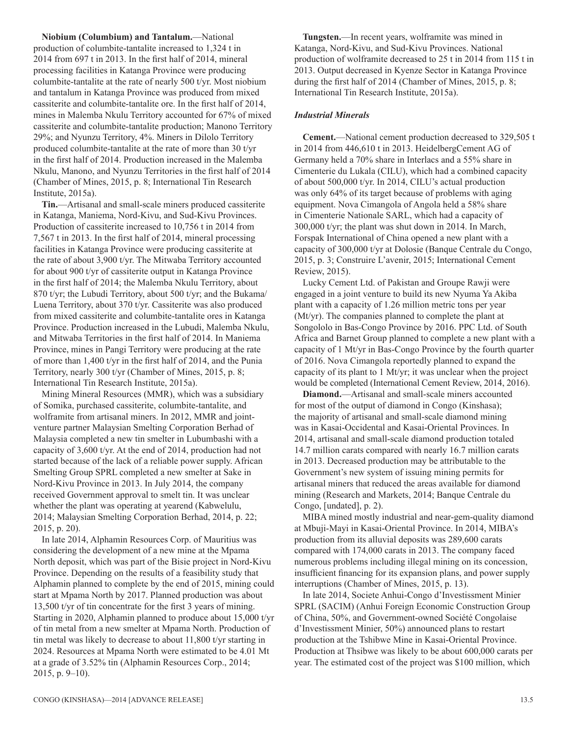**Niobium (Columbium) and Tantalum.**—National production of columbite-tantalite increased to 1,324 t in 2014 from 697 t in 2013. In the first half of 2014, mineral processing facilities in Katanga Province were producing columbite-tantalite at the rate of nearly 500 t/yr. Most niobium and tantalum in Katanga Province was produced from mixed cassiterite and columbite-tantalite ore. In the first half of 2014, mines in Malemba Nkulu Territory accounted for 67% of mixed cassiterite and columbite-tantalite production; Manono Territory 29%; and Nyunzu Territory, 4%. Miners in Dilolo Territory produced columbite-tantalite at the rate of more than 30 t/yr in the first half of 2014. Production increased in the Malemba Nkulu, Manono, and Nyunzu Territories in the first half of 2014 (Chamber of Mines, 2015, p. 8; International Tin Research Institute, 2015a).

**Tin.**—Artisanal and small-scale miners produced cassiterite in Katanga, Maniema, Nord-Kivu, and Sud-Kivu Provinces. Production of cassiterite increased to 10,756 t in 2014 from 7,567 t in 2013. In the first half of 2014, mineral processing facilities in Katanga Province were producing cassiterite at the rate of about 3,900 t/yr. The Mitwaba Territory accounted for about 900 t/yr of cassiterite output in Katanga Province in the first half of 2014; the Malemba Nkulu Territory, about 870 t/yr; the Lubudi Territory, about 500 t/yr; and the Bukama/Luena Territory, about 370 t/yr. Cassiterite was also produced from mixed cassiterite and columbite-tantalite ores in Katanga Province. Production increased in the Lubudi, Malemba Nkulu, and Mitwaba Territories in the first half of 2014. In Maniema Province, mines in Pangi Territory were producing at the rate of more than 1,400 t/yr in the first half of 2014, and the Punia Territory, nearly 300 t/yr (Chamber of Mines, 2015, p. 8; International Tin Research Institute, 2015a).

Mining Mineral Resources (MMR), which was a subsidiary of Somika, purchased cassiterite, columbite-tantalite, and wolframite from artisanal miners. In 2012, MMR and joint-venture partner Malaysian Smelting Corporation Berhad of Malaysia completed a new tin smelter in Lubumbashi with a capacity of 3,600 t/yr. At the end of 2014, production had not started because of the lack of a reliable power supply. African Smelting Group SPRL completed a new smelter at Sake in Nord-Kivu Province in 2013. In July 2014, the company received Government approval to smelt tin. It was unclear whether the plant was operating at yearend (Kabwelulu, 2014; Malaysian Smelting Corporation Berhad, 2014, p. 22; 2015, p. 20).

In late 2014, Alphamin Resources Corp. of Mauritius was considering the development of a new mine at the Mpama North deposit, which was part of the Bisie project in Nord-Kivu Province. Depending on the results of a feasibility study that Alphamin planned to complete by the end of 2015, mining could start at Mpama North by 2017. Planned production was about 13,500 t/yr of tin concentrate for the first 3 years of mining. Starting in 2020, Alphamin planned to produce about 15,000 t/yr of tin metal from a new smelter at Mpama North. Production of tin metal was likely to decrease to about 11,800 t/yr starting in 2024. Resources at Mpama North were estimated to be 4.01 Mt at a grade of 3.52% tin (Alphamin Resources Corp., 2014; 2015, p. 9–10).

**Tungsten.**—In recent years, wolframite was mined in Katanga, Nord-Kivu, and Sud-Kivu Provinces. National production of wolframite decreased to 25 t in 2014 from 115 t in 2013. Output decreased in Kyenze Sector in Katanga Province during the first half of 2014 (Chamber of Mines, 2015, p. 8; International Tin Research Institute, 2015a).

### *Industrial Minerals*

**Cement.**—National cement production decreased to 329,505 t in 2014 from 446,610 t in 2013. HeidelbergCement AG of Germany held a 70% share in Interlacs and a 55% share in Cimenterie du Lukala (CILU), which had a combined capacity of about 500,000 t/yr. In 2014, CILU's actual production was only 64% of its target because of problems with aging equipment. Nova Cimangola of Angola held a 58% share in Cimenterie Nationale SARL, which had a capacity of 300,000 t/yr; the plant was shut down in 2014. In March, Forspak International of China opened a new plant with a capacity of 300,000 t/yr at Dolosie (Banque Centrale du Congo, 2015, p. 3; Construire L'avenir, 2015; International Cement Review, 2015).

Lucky Cement Ltd. of Pakistan and Groupe Rawji were engaged in a joint venture to build its new Nyuma Ya Akiba plant with a capacity of 1.26 million metric tons per year (Mt/yr). The companies planned to complete the plant at Songololo in Bas-Congo Province by 2016. PPC Ltd. of South Africa and Barnet Group planned to complete a new plant with a capacity of 1 Mt/yr in Bas-Congo Province by the fourth quarter of 2016. Nova Cimangola reportedly planned to expand the capacity of its plant to 1 Mt/yr; it was unclear when the project would be completed (International Cement Review, 2014, 2016).

**Diamond.**—Artisanal and small-scale miners accounted for most of the output of diamond in Congo (Kinshasa); the majority of artisanal and small-scale diamond mining was in Kasai-Occidental and Kasai-Oriental Provinces. In 2014, artisanal and small-scale diamond production totaled 14.7 million carats compared with nearly 16.7 million carats in 2013. Decreased production may be attributable to the Government's new system of issuing mining permits for artisanal miners that reduced the areas available for diamond mining (Research and Markets, 2014; Banque Centrale du Congo, [undated], p. 2).

MIBA mined mostly industrial and near-gem-quality diamond at Mbuji-Mayi in Kasai-Oriental Province. In 2014, MIBA's production from its alluvial deposits was 289,600 carats compared with 174,000 carats in 2013. The company faced numerous problems including illegal mining on its concession, insufficient financing for its expansion plans, and power supply interruptions (Chamber of Mines, 2015, p. 13).

In late 2014, Societe Anhui-Congo d'Investissment Minier SPRL (SACIM) (Anhui Foreign Economic Construction Group of China, 50%, and Government-owned Société Congolaise d'Investissment Minier, 50%) announced plans to restart production at the Tshibwe Mine in Kasai-Oriental Province. Production at Thsibwe was likely to be about 600,000 carats per year. The estimated cost of the project was $100 million, which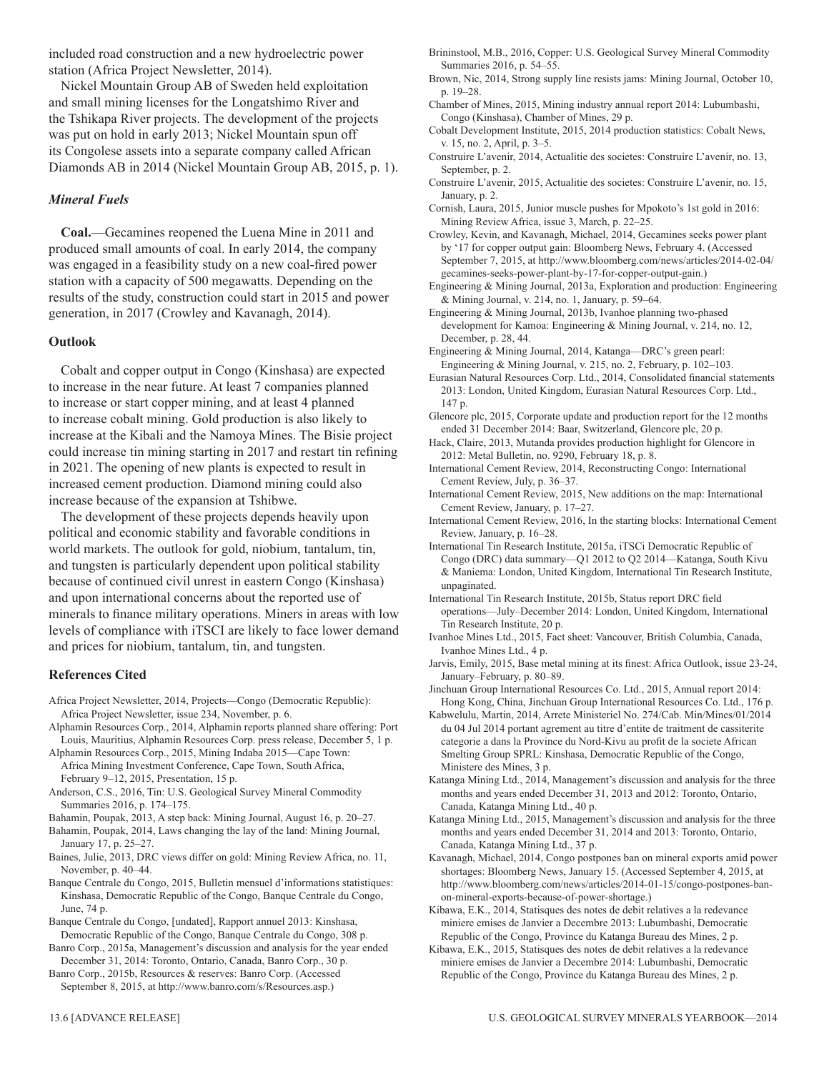included road construction and a new hydroelectric power station (Africa Project Newsletter, 2014).

Nickel Mountain Group AB of Sweden held exploitation and small mining licenses for the Longatshimo River and the Tshikapa River projects. The development of the projects was put on hold in early 2013; Nickel Mountain spun off its Congolese assets into a separate company called African Diamonds AB in 2014 (Nickel Mountain Group AB, 2015, p. 1).

### *Mineral Fuels*

**Coal.**—Gecamines reopened the Luena Mine in 2011 and produced small amounts of coal. In early 2014, the company was engaged in a feasibility study on a new coal-fired power station with a capacity of 500 megawatts. Depending on the results of the study, construction could start in 2015 and power generation, in 2017 (Crowley and Kavanagh, 2014).

### Outlook

Cobalt and copper output in Congo (Kinshasa) are expected to increase in the near future. At least 7 companies planned to increase or start copper mining, and at least 4 planned to increase cobalt mining. Gold production is also likely to increase at the Kibali and the Namoya Mines. The Bisie project could increase tin mining starting in 2017 and restart tin refining in 2021. The opening of new plants is expected to result in increased cement production. Diamond mining could also increase because of the expansion at Tshibwe.

The development of these projects depends heavily upon political and economic stability and favorable conditions in world markets. The outlook for gold, niobium, tantalum, tin, and tungsten is particularly dependent upon political stability because of continued civil unrest in eastern Congo (Kinshasa) and upon international concerns about the reported use of minerals to finance military operations. Miners in areas with low levels of compliance with iTSCI are likely to face lower demand and prices for niobium, tantalum, tin, and tungsten.

### References Cited

Africa Project Newsletter, 2014, Projects—Congo (Democratic Republic): Africa Project Newsletter, issue 234, November, p. 6.

Alphamin Resources Corp., 2014, Alphamin reports planned share offering: Port Louis, Mauritius, Alphamin Resources Corp. press release, December 5, 1 p.

Alphamin Resources Corp., 2015, Mining Indaba 2015—Cape Town: Africa Mining Investment Conference, Cape Town, South Africa, February 9–12, 2015, Presentation, 15 p.

Anderson, C.S., 2016, Tin: U.S. Geological Survey Mineral Commodity Summaries 2016, p. 174–175.

Bahamin, Poupak, 2013, A step back: Mining Journal, August 16, p. 20–27.

Bahamin, Poupak, 2014, Laws changing the lay of the land: Mining Journal, January 17, p. 25–27.

Baines, Julie, 2013, DRC views differ on gold: Mining Review Africa, no. 11, November, p. 40–44.

Banque Centrale du Congo, 2015, Bulletin mensuel d'informations statistiques: Kinshasa, Democratic Republic of the Congo, Banque Centrale du Congo, June, 74 p.

Banque Centrale du Congo, [undated], Rapport annuel 2013: Kinshasa, Democratic Republic of the Congo, Banque Centrale du Congo, 308 p.

Banro Corp., 2015a, Management's discussion and analysis for the year ended December 31, 2014: Toronto, Ontario, Canada, Banro Corp., 30 p.

Banro Corp., 2015b, Resources & reserves: Banro Corp. (Accessed September 8, 2015, at http://www.banro.com/s/Resources.asp.)

Brininstool, M.B., 2016, Copper: U.S. Geological Survey Mineral Commodity Summaries 2016, p. 54–55.

Brown, Nic, 2014, Strong supply line resists jams: Mining Journal, October 10, p. 19–28.

Chamber of Mines, 2015, Mining industry annual report 2014: Lubumbashi, Congo (Kinshasa), Chamber of Mines, 29 p.

Cobalt Development Institute, 2015, 2014 production statistics: Cobalt News, v. 15, no. 2, April, p. 3–5.

Construire L'avenir, 2014, Actualitie des societes: Construire L'avenir, no. 13, September, p. 2.

Construire L'avenir, 2015, Actualitie des societes: Construire L'avenir, no. 15, January, p. 2.

Cornish, Laura, 2015, Junior muscle pushes for Mpokoto's 1st gold in 2016: Mining Review Africa, issue 3, March, p. 22–25.

Crowley, Kevin, and Kavanagh, Michael, 2014, Gecamines seeks power plant by '17 for copper output gain: Bloomberg News, February 4. (Accessed September 7, 2015, at http://www.bloomberg.com/news/articles/2014-02-04/gecamines-seeks-power-plant-by-17-for-copper-output-gain.)

Engineering & Mining Journal, 2013a, Exploration and production: Engineering & Mining Journal, v. 214, no. 1, January, p. 59–64.

Engineering & Mining Journal, 2013b, Ivanhoe planning two-phased development for Kamoa: Engineering & Mining Journal, v. 214, no. 12, December, p. 28, 44.

Engineering & Mining Journal, 2014, Katanga—DRC's green pearl: Engineering & Mining Journal, v. 215, no. 2, February, p. 102–103.

Eurasian Natural Resources Corp. Ltd., 2014, Consolidated financial statements 2013: London, United Kingdom, Eurasian Natural Resources Corp. Ltd., 147 p.

Glencore plc, 2015, Corporate update and production report for the 12 months ended 31 December 2014: Baar, Switzerland, Glencore plc, 20 p.

Hack, Claire, 2013, Mutanda provides production highlight for Glencore in 2012: Metal Bulletin, no. 9290, February 18, p. 8.

International Cement Review, 2014, Reconstructing Congo: International Cement Review, July, p. 36–37.

International Cement Review, 2015, New additions on the map: International Cement Review, January, p. 17–27.

International Cement Review, 2016, In the starting blocks: International Cement Review, January, p. 16–28.

International Tin Research Institute, 2015a, iTSCi Democratic Republic of Congo (DRC) data summary—Q1 2012 to Q2 2014—Katanga, South Kivu & Maniema: London, United Kingdom, International Tin Research Institute, unpaginated.

International Tin Research Institute, 2015b, Status report DRC field operations—July–December 2014: London, United Kingdom, International Tin Research Institute, 20 p.

Ivanhoe Mines Ltd., 2015, Fact sheet: Vancouver, British Columbia, Canada, Ivanhoe Mines Ltd., 4 p.

Jarvis, Emily, 2015, Base metal mining at its finest: Africa Outlook, issue 23-24, January–February, p. 80–89.

Jinchuan Group International Resources Co. Ltd., 2015, Annual report 2014: Hong Kong, China, Jinchuan Group International Resources Co. Ltd., 176 p.

Kabwelulu, Martin, 2014, Arrete Ministeriel No. 274/Cab. Min/Mines/01/2014 du 04 Jul 2014 portant agrement au titre d'entite de traitment de cassiterite categorie a dans la Province du Nord-Kivu au profit de la societe African Smelting Group SPRL: Kinshasa, Democratic Republic of the Congo, Ministere des Mines, 3 p.

Katanga Mining Ltd., 2014, Management's discussion and analysis for the three months and years ended December 31, 2013 and 2012: Toronto, Ontario, Canada, Katanga Mining Ltd., 40 p.

Katanga Mining Ltd., 2015, Management's discussion and analysis for the three months and years ended December 31, 2014 and 2013: Toronto, Ontario, Canada, Katanga Mining Ltd., 37 p.

Kavanagh, Michael, 2014, Congo postpones ban on mineral exports amid power shortages: Bloomberg News, January 15. (Accessed September 4, 2015, at http://www.bloomberg.com/news/articles/2014-01-15/congo-postpones-ban-on-mineral-exports-because-of-power-shortage.)

Kibawa, E.K., 2014, Statisques des notes de debit relatives a la redevance miniere emises de Janvier a Decembre 2013: Lubumbashi, Democratic Republic of the Congo, Province du Katanga Bureau des Mines, 2 p.

Kibawa, E.K., 2015, Statisques des notes de debit relatives a la redevance miniere emises de Janvier a Decembre 2014: Lubumbashi, Democratic Republic of the Congo, Province du Katanga Bureau des Mines, 2 p.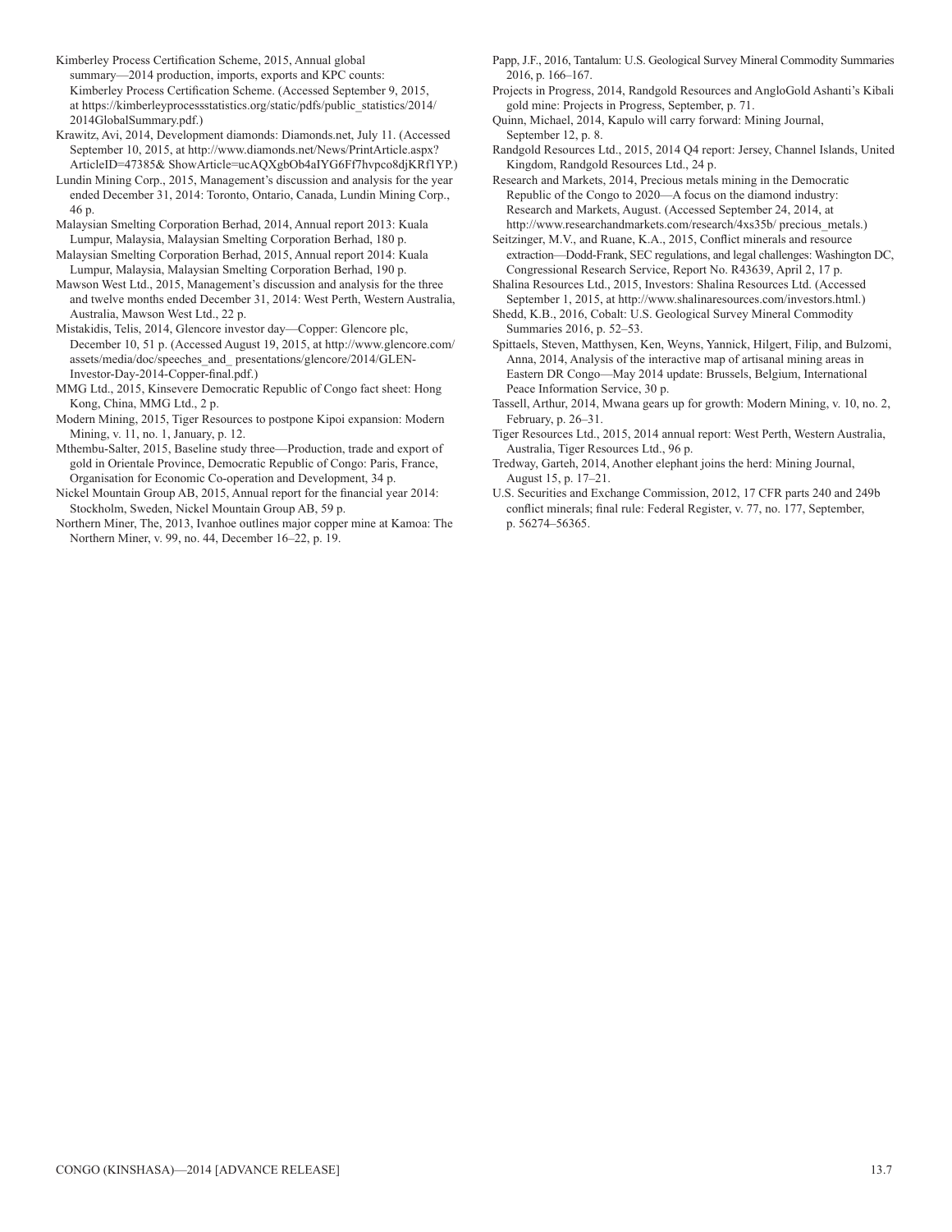Kimberley Process Certification Scheme, 2015, Annual global summary—2014 production, imports, exports and KPC counts: Kimberley Process Certification Scheme. (Accessed September 9, 2015, at https://kimberleyprocessstatistics.org/static/pdfs/public_statistics/2014/2014GlobalSummary.pdf.)

Krawitz, Avi, 2014, Development diamonds: Diamonds.net, July 11. (Accessed September 10, 2015, at http://www.diamonds.net/News/PrintArticle.aspx?ArticleID=47385& ShowArticle=ucAQXgbOb4aIYG6Ff7hvpco8djKRf1YP.)

Lundin Mining Corp., 2015, Management's discussion and analysis for the year ended December 31, 2014: Toronto, Ontario, Canada, Lundin Mining Corp., 46 p.

Malaysian Smelting Corporation Berhad, 2014, Annual report 2013: Kuala Lumpur, Malaysia, Malaysian Smelting Corporation Berhad, 180 p.

Malaysian Smelting Corporation Berhad, 2015, Annual report 2014: Kuala Lumpur, Malaysia, Malaysian Smelting Corporation Berhad, 190 p.

Mawson West Ltd., 2015, Management's discussion and analysis for the three and twelve months ended December 31, 2014: West Perth, Western Australia, Australia, Mawson West Ltd., 22 p.

Mistakidis, Telis, 2014, Glencore investor day—Copper: Glencore plc, December 10, 51 p. (Accessed August 19, 2015, at http://www.glencore.com/assets/media/doc/speeches_and_ presentations/glencore/2014/GLEN-Investor-Day-2014-Copper-final.pdf.)

MMG Ltd., 2015, Kinsevere Democratic Republic of Congo fact sheet: Hong Kong, China, MMG Ltd., 2 p.

Modern Mining, 2015, Tiger Resources to postpone Kipoi expansion: Modern Mining, v. 11, no. 1, January, p. 12.

Mthembu-Salter, 2015, Baseline study three—Production, trade and export of gold in Orientale Province, Democratic Republic of Congo: Paris, France, Organisation for Economic Co-operation and Development, 34 p.

Nickel Mountain Group AB, 2015, Annual report for the financial year 2014: Stockholm, Sweden, Nickel Mountain Group AB, 59 p.

Northern Miner, The, 2013, Ivanhoe outlines major copper mine at Kamoa: The Northern Miner, v. 99, no. 44, December 16–22, p. 19.

Papp, J.F., 2016, Tantalum: U.S. Geological Survey Mineral Commodity Summaries 2016, p. 166–167.

Projects in Progress, 2014, Randgold Resources and AngloGold Ashanti's Kibali gold mine: Projects in Progress, September, p. 71.

Quinn, Michael, 2014, Kapulo will carry forward: Mining Journal, September 12, p. 8.

Randgold Resources Ltd., 2015, 2014 Q4 report: Jersey, Channel Islands, United Kingdom, Randgold Resources Ltd., 24 p.

Research and Markets, 2014, Precious metals mining in the Democratic Republic of the Congo to 2020—A focus on the diamond industry: Research and Markets, August. (Accessed September 24, 2014, at http://www.researchandmarkets.com/research/4xs35b/ precious_metals.)

Seitzinger, M.V., and Ruane, K.A., 2015, Conflict minerals and resource extraction—Dodd-Frank, SEC regulations, and legal challenges: Washington DC, Congressional Research Service, Report No. R43639, April 2, 17 p.

Shalina Resources Ltd., 2015, Investors: Shalina Resources Ltd. (Accessed September 1, 2015, at http://www.shalinaresources.com/investors.html.)

Shedd, K.B., 2016, Cobalt: U.S. Geological Survey Mineral Commodity Summaries 2016, p. 52–53.

Spittaels, Steven, Matthysen, Ken, Weyns, Yannick, Hilgert, Filip, and Bulzomi, Anna, 2014, Analysis of the interactive map of artisanal mining areas in Eastern DR Congo—May 2014 update: Brussels, Belgium, International Peace Information Service, 30 p.

Tassell, Arthur, 2014, Mwana gears up for growth: Modern Mining, v. 10, no. 2, February, p. 26–31.

Tiger Resources Ltd., 2015, 2014 annual report: West Perth, Western Australia, Australia, Tiger Resources Ltd., 96 p.

Tredway, Garteh, 2014, Another elephant joins the herd: Mining Journal, August 15, p. 17–21.

U.S. Securities and Exchange Commission, 2012, 17 CFR parts 240 and 249b conflict minerals; final rule: Federal Register, v. 77, no. 177, September, p. 56274–56365.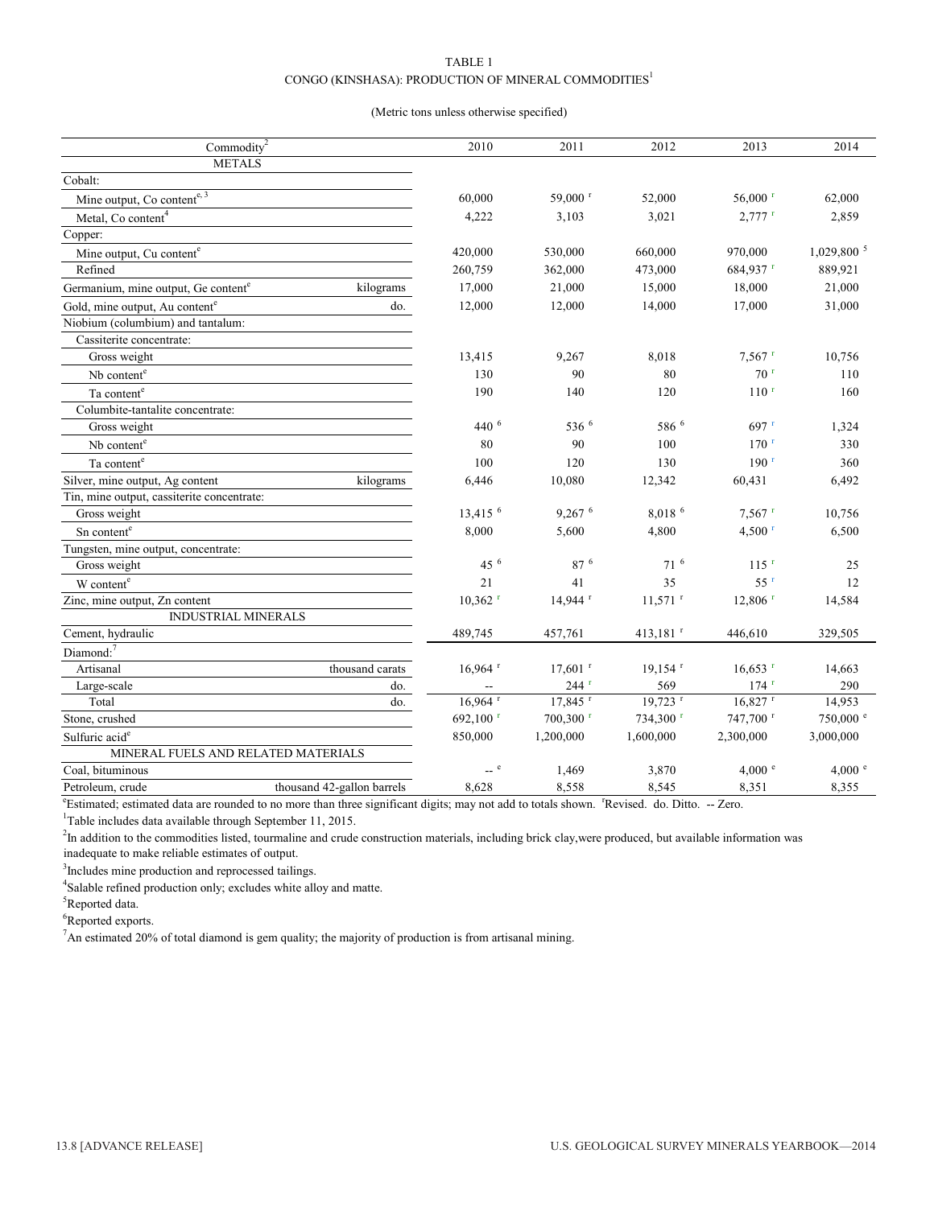TABLE 1

CONGO (KINSHASA): PRODUCTION OF MINERAL COMMODITIES[1]

(Metric tons unless otherwise specified)

| Commodity[2] | | 2010 | 2011 | 2012 | 2013 | 2014 |
|---|---|---|---|---|---|---|
| METALS | | | | | | |
| Cobalt: | | | | | | |
| Mine output, Co content[e, 3] | | 60,000 | 59,000 [r] | 52,000 | 56,000 [r] | 62,000 |
| Metal, Co content[4] | | 4,222 | 3,103 | 3,021 | 2,777 [r] | 2,859 |
| Copper: | | | | | | |
| Mine output, Cu content[e] | | 420,000 | 530,000 | 660,000 | 970,000 | 1,029,800 [5] |
| Refined | | 260,759 | 362,000 | 473,000 | 684,937 [r] | 889,921 |
| Germanium, mine output, Ge content[e] | kilograms | 17,000 | 21,000 | 15,000 | 18,000 | 21,000 |
| Gold, mine output, Au content[e] | do. | 12,000 | 12,000 | 14,000 | 17,000 | 31,000 |
| Niobium (columbium) and tantalum: | | | | | | |
| Cassiterite concentrate: | | | | | | |
| Gross weight | | 13,415 | 9,267 | 8,018 | 7,567 [r] | 10,756 |
| Nb content[e] | | 130 | 90 | 80 | 70 [r] | 110 |
| Ta content[e] | | 190 | 140 | 120 | 110 [r] | 160 |
| Columbite-tantalite concentrate: | | | | | | |
| Gross weight | | 440 [6] | 536 [6] | 586 [6] | 697 [r] | 1,324 |
| Nb content[e] | | 80 | 90 | 100 | 170 [r] | 330 |
| Ta content[e] | | 100 | 120 | 130 | 190 [r] | 360 |
| Silver, mine output, Ag content | kilograms | 6,446 | 10,080 | 12,342 | 60,431 | 6,492 |
| Tin, mine output, cassiterite concentrate: | | | | | | |
| Gross weight | | 13,415 [6] | 9,267 [6] | 8,018 [6] | 7,567 [r] | 10,756 |
| Sn content[e] | | 8,000 | 5,600 | 4,800 | 4,500 [r] | 6,500 |
| Tungsten, mine output, concentrate: | | | | | | |
| Gross weight | | 45 [6] | 87 [6] | 71 [6] | 115 [r] | 25 |
| W content[e] | | 21 | 41 | 35 | 55 [r] | 12 |
| Zinc, mine output, Zn content | | 10,362 [r] | 14,944 [r] | 11,571 [r] | 12,806 [r] | 14,584 |
| INDUSTRIAL MINERALS | | | | | | |
| Cement, hydraulic | | 489,745 | 457,761 | 413,181 [r] | 446,610 | 329,505 |
| Diamond:[7] | | | | | | |
| Artisanal | thousand carats | 16,964 [r] | 17,601 [r] | 19,154 [r] | 16,653 [r] | 14,663 |
| Large-scale | do. | -- | 244 [r] | 569 | 174 [r] | 290 |
| Total | do. | 16,964 [r] | 17,845 [r] | 19,723 [r] | 16,827 [r] | 14,953 |
| Stone, crushed | | 692,100 [r] | 700,300 [r] | 734,300 [r] | 747,700 [r] | 750,000 [e] |
| Sulfuric acid[e] | | 850,000 | 1,200,000 | 1,600,000 | 2,300,000 | 3,000,000 |
| MINERAL FUELS AND RELATED MATERIALS | | | | | | |
| Coal, bituminous | | -- [e] | 1,469 | 3,870 | 4,000 [e] | 4,000 [e] |
| Petroleum, crude | thousand 42-gallon barrels | 8,628 | 8,558 | 8,545 | 8,351 | 8,355 |

[e]Estimated; estimated data are rounded to no more than three significant digits; may not add to totals shown. [r]Revised. do. Ditto. -- Zero.

[1]Table includes data available through September 11, 2015.

[2]In addition to the commodities listed, tourmaline and crude construction materials, including brick clay,were produced, but available information was inadequate to make reliable estimates of output.

[3]Includes mine production and reprocessed tailings.

[4]Salable refined production only; excludes white alloy and matte.

[5]Reported data.

[6]Reported exports.

[7]An estimated 20% of total diamond is gem quality; the majority of production is from artisanal mining.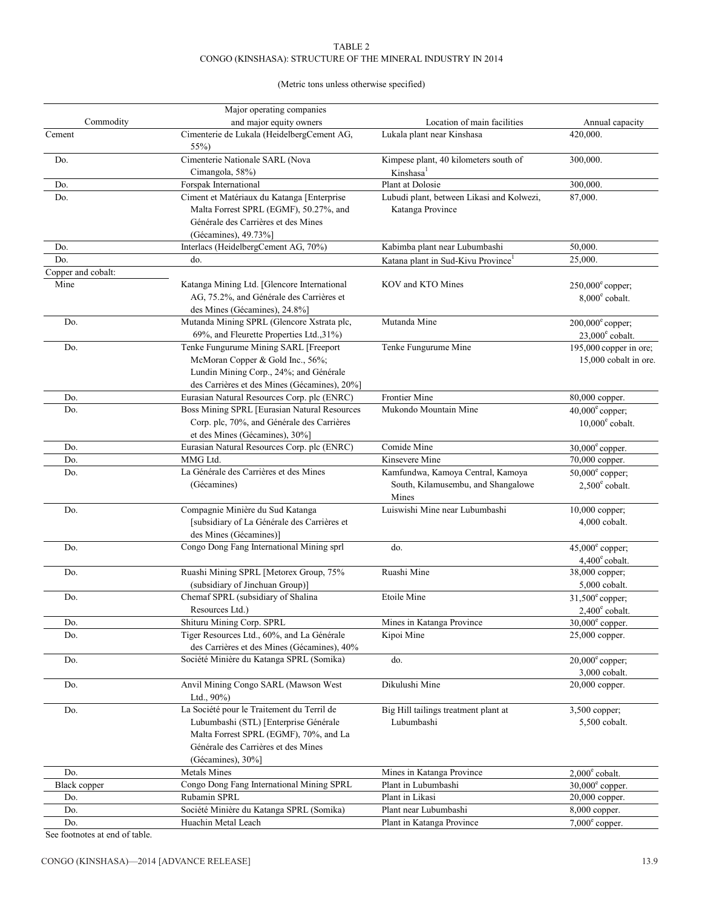TABLE 2
CONGO (KINSHASA): STRUCTURE OF THE MINERAL INDUSTRY IN 2014

(Metric tons unless otherwise specified)

| Commodity | Major operating companies and major equity owners | Location of main facilities | Annual capacity |
|---|---|---|---|
| Cement | Cimenterie de Lukala (HeidelbergCement AG, 55%) | Lukala plant near Kinshasa | 420,000. |
| Do. | Cimenterie Nationale SARL (Nova Cimangola, 58%) | Kimpese plant, 40 kilometers south of Kinshasa[1] | 300,000. |
| Do. | Forspak International | Plant at Dolosie | 300,000. |
| Do. | Ciment et Matériaux du Katanga [Enterprise Malta Forrest SPRL (EGMF), 50.27%, and Générale des Carrières et des Mines (Gécamines), 49.73%] | Lubudi plant, between Likasi and Kolwezi, Katanga Province | 87,000. |
| Do. | Interlacs (HeidelbergCement AG, 70%) | Kabimba plant near Lubumbashi | 50,000. |
| Do. | do. | Katana plant in Sud-Kivu Province[1] | 25,000. |
| Copper and cobalt: | | | |
| Mine | Katanga Mining Ltd. [Glencore International AG, 75.2%, and Générale des Carrières et des Mines (Gécamines), 24.8%] | KOV and KTO Mines | 250,000[e] copper; 8,000[e] cobalt. |
| Do. | Mutanda Mining SPRL (Glencore Xstrata plc, 69%, and Fleurette Properties Ltd.,31%) | Mutanda Mine | 200,000[e] copper; 23,000[e] cobalt. |
| Do. | Tenke Fungurume Mining SARL [Freeport McMoran Copper & Gold Inc., 56%; Lundin Mining Corp., 24%; and Générale des Carrières et des Mines (Gécamines), 20%] | Tenke Fungurume Mine | 195,000 copper in ore; 15,000 cobalt in ore. |
| Do. | Eurasian Natural Resources Corp. plc (ENRC) | Frontier Mine | 80,000 copper. |
| Do. | Boss Mining SPRL [Eurasian Natural Resources Corp. plc, 70%, and Générale des Carrières et des Mines (Gécamines), 30%] | Mukondo Mountain Mine | 40,000[e] copper; 10,000[e] cobalt. |
| Do. | Eurasian Natural Resources Corp. plc (ENRC) | Comide Mine | 30,000[e] copper. |
| Do. | MMG Ltd. | Kinsevere Mine | 70,000 copper. |
| Do. | La Générale des Carrières et des Mines (Gécamines) | Kamfundwa, Kamoya Central, Kamoya South, Kilamusembu, and Shangalowe Mines | 50,000[e] copper; 2,500[e] cobalt. |
| Do. | Compagnie Minière du Sud Katanga [subsidiary of La Générale des Carrières et des Mines (Gécamines)] | Luiswishi Mine near Lubumbashi | 10,000 copper; 4,000 cobalt. |
| Do. | Congo Dong Fang International Mining sprl | do. | 45,000[e] copper; 4,400[e] cobalt. |
| Do. | Ruashi Mining SPRL [Metorex Group, 75% (subsidiary of Jinchuan Group)] | Ruashi Mine | 38,000 copper; 5,000 cobalt. |
| Do. | Chemaf SPRL (subsidiary of Shalina Resources Ltd.) | Etoile Mine | 31,500[e] copper; 2,400[e] cobalt. |
| Do. | Shituru Mining Corp. SPRL | Mines in Katanga Province | 30,000[e] copper. |
| Do. | Tiger Resources Ltd., 60%, and La Générale des Carrières et des Mines (Gécamines), 40% | Kipoi Mine | 25,000 copper. |
| Do. | Société Minière du Katanga SPRL (Somika) | do. | 20,000[e] copper; 3,000 cobalt. |
| Do. | Anvil Mining Congo SARL (Mawson West Ltd., 90%) | Dikulushi Mine | 20,000 copper. |
| Do. | La Société pour le Traitement du Terril de Lubumbashi (STL) [Enterprise Générale Malta Forrest SPRL (EGMF), 70%, and La Générale des Carrières et des Mines (Gécamines), 30%] | Big Hill tailings treatment plant at Lubumbashi | 3,500 copper; 5,500 cobalt. |
| Do. | Metals Mines | Mines in Katanga Province | 2,000[e] cobalt. |
| Black copper | Congo Dong Fang International Mining SPRL | Plant in Lubumbashi | 30,000[e] copper. |
| Do. | Rubamin SPRL | Plant in Likasi | 20,000 copper. |
| Do. | Société Minière du Katanga SPRL (Somika) | Plant near Lubumbashi | 8,000 copper. |
| Do. | Huachin Metal Leach | Plant in Katanga Province | 7,000[e] copper. |

See footnotes at end of table.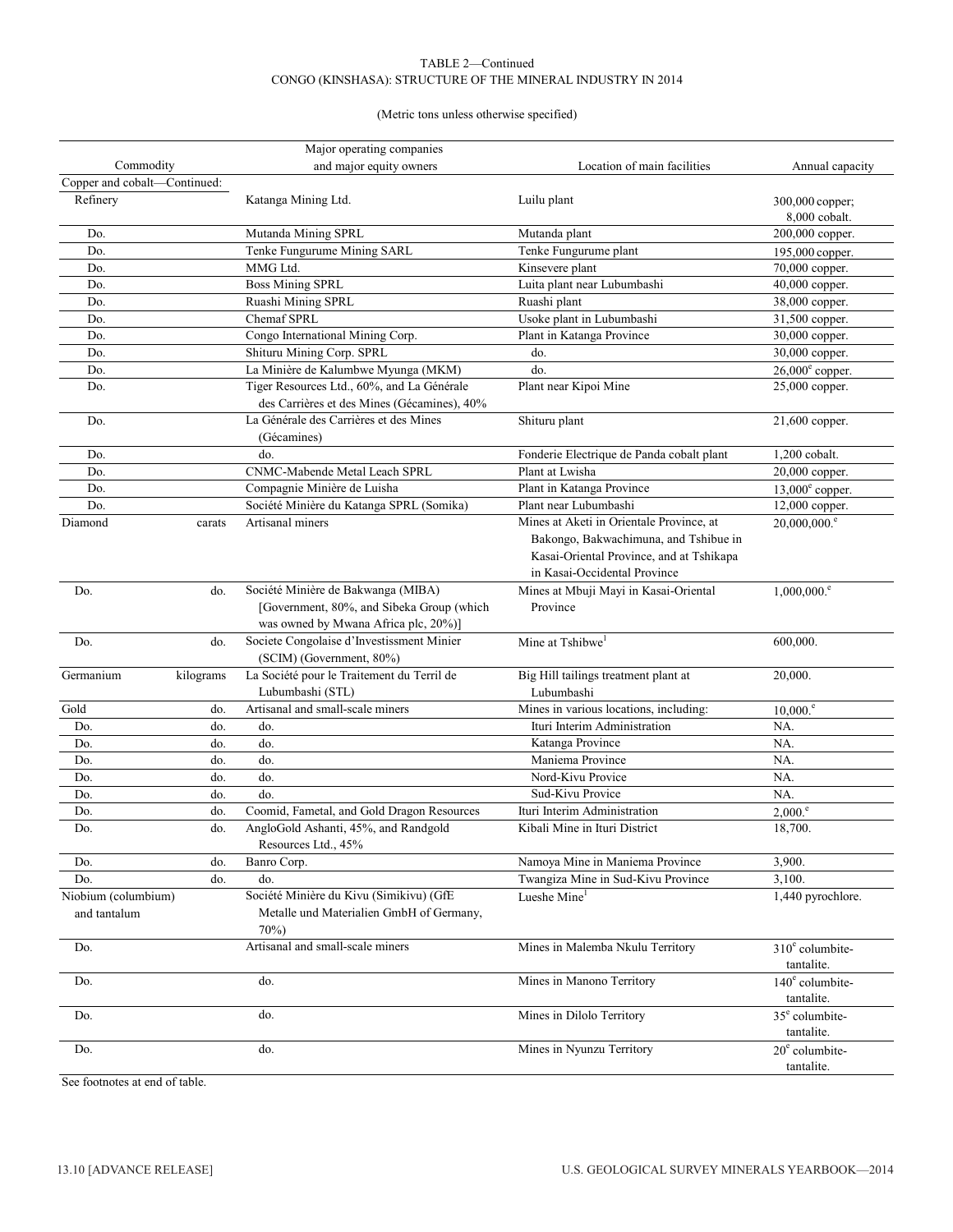TABLE 2—Continued
CONGO (KINSHASA): STRUCTURE OF THE MINERAL INDUSTRY IN 2014

(Metric tons unless otherwise specified)

| Commodity | | Major operating companies and major equity owners | Location of main facilities | Annual capacity |
|---|---|---|---|---|
| Copper and cobalt—Continued: | | | | |
| Refinery | | Katanga Mining Ltd. | Luilu plant | 300,000 copper; 8,000 cobalt. |
| Do. | | Mutanda Mining SPRL | Mutanda plant | 200,000 copper. |
| Do. | | Tenke Fungurume Mining SARL | Tenke Fungurume plant | 195,000 copper. |
| Do. | | MMG Ltd. | Kinsevere plant | 70,000 copper. |
| Do. | | Boss Mining SPRL | Luita plant near Lubumbashi | 40,000 copper. |
| Do. | | Ruashi Mining SPRL | Ruashi plant | 38,000 copper. |
| Do. | | Chemaf SPRL | Usoke plant in Lubumbashi | 31,500 copper. |
| Do. | | Congo International Mining Corp. | Plant in Katanga Province | 30,000 copper. |
| Do. | | Shituru Mining Corp. SPRL | do. | 30,000 copper. |
| Do. | | La Minière de Kalumbwe Myunga (MKM) | do. | 26,000[e] copper. |
| Do. | | Tiger Resources Ltd., 60%, and La Générale des Carrières et des Mines (Gécamines), 40% | Plant near Kipoi Mine | 25,000 copper. |
| Do. | | La Générale des Carrières et des Mines (Gécamines) | Shituru plant | 21,600 copper. |
| Do. | | do. | Fonderie Electrique de Panda cobalt plant | 1,200 cobalt. |
| Do. | | CNMC-Mabende Metal Leach SPRL | Plant at Lwisha | 20,000 copper. |
| Do. | | Compagnie Minière de Luisha | Plant in Katanga Province | 13,000[e] copper. |
| Do. | | Société Minière du Katanga SPRL (Somika) | Plant near Lubumbashi | 12,000 copper. |
| Diamond | carats | Artisanal miners | Mines at Aketi in Orientale Province, at Bakongo, Bakwachimuna, and Tshibue in Kasai-Oriental Province, and at Tshikapa in Kasai-Occidental Province | 20,000,000.[e] |
| Do. | do. | Société Minière de Bakwanga (MIBA) [Government, 80%, and Sibeka Group (which was owned by Mwana Africa plc, 20%)] | Mines at Mbuji Mayi in Kasai-Oriental Province | 1,000,000.[e] |
| Do. | do. | Societe Congolaise d'Investissment Minier (SCIM) (Government, 80%) | Mine at Tshibwe[1] | 600,000. |
| Germanium | kilograms | La Société pour le Traitement du Terril de Lubumbashi (STL) | Big Hill tailings treatment plant at Lubumbashi | 20,000. |
| Gold | do. | Artisanal and small-scale miners | Mines in various locations, including: | 10,000.[e] |
| Do. | do. | do. | Ituri Interim Administration | NA. |
| Do. | do. | do. | Katanga Province | NA. |
| Do. | do. | do. | Maniema Province | NA. |
| Do. | do. | do. | Nord-Kivu Provice | NA. |
| Do. | do. | do. | Sud-Kivu Provice | NA. |
| Do. | do. | Coomid, Fametal, and Gold Dragon Resources | Ituri Interim Administration | 2,000.[e] |
| Do. | do. | AngloGold Ashanti, 45%, and Randgold Resources Ltd., 45% | Kibali Mine in Ituri District | 18,700. |
| Do. | do. | Banro Corp. | Namoya Mine in Maniema Province | 3,900. |
| Do. | do. | do. | Twangiza Mine in Sud-Kivu Province | 3,100. |
| Niobium (columbium) and tantalum | | Société Minière du Kivu (Simikivu) (GfE Metalle und Materialien GmbH of Germany, 70%) | Lueshe Mine[1] | 1,440 pyrochlore. |
| Do. | | Artisanal and small-scale miners | Mines in Malemba Nkulu Territory | 310[e] columbite-tantalite. |
| Do. | | do. | Mines in Manono Territory | 140[e] columbite-tantalite. |
| Do. | | do. | Mines in Dilolo Territory | 35[e] columbite-tantalite. |
| Do. | | do. | Mines in Nyunzu Territory | 20[e] columbite-tantalite. |

See footnotes at end of table.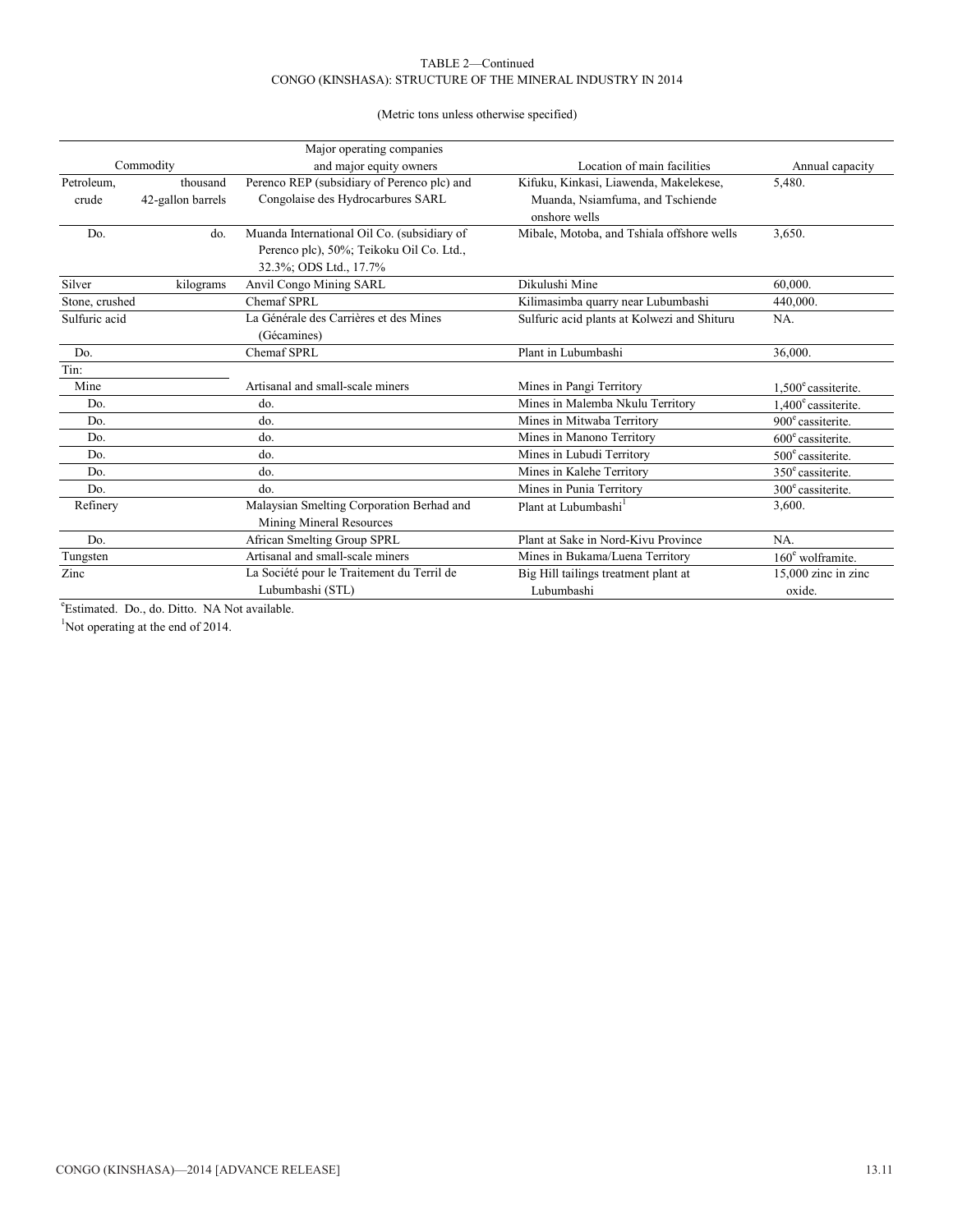TABLE 2—Continued
CONGO (KINSHASA): STRUCTURE OF THE MINERAL INDUSTRY IN 2014

(Metric tons unless otherwise specified)

| Commodity | | Major operating companies and major equity owners | Location of main facilities | Annual capacity |
|---|---|---|---|---|
| Petroleum, crude | thousand 42-gallon barrels | Perenco REP (subsidiary of Perenco plc) and Congolaise des Hydrocarbures SARL | Kifuku, Kinkasi, Liawenda, Makelekese, Muanda, Nsiamfuma, and Tschiende onshore wells | 5,480. |
| Do. | do. | Muanda International Oil Co. (subsidiary of Perenco plc), 50%; Teikoku Oil Co. Ltd., 32.3%; ODS Ltd., 17.7% | Mibale, Motoba, and Tshiala offshore wells | 3,650. |
| Silver | kilograms | Anvil Congo Mining SARL | Dikulushi Mine | 60,000. |
| Stone, crushed | | Chemaf SPRL | Kilimasimba quarry near Lubumbashi | 440,000. |
| Sulfuric acid | | La Générale des Carrières et des Mines (Gécamines) | Sulfuric acid plants at Kolwezi and Shituru | NA. |
| Do. | | Chemaf SPRL | Plant in Lubumbashi | 36,000. |
| Tin: | | | | |
| Mine | | Artisanal and small-scale miners | Mines in Pangi Territory | 1,500[e] cassiterite. |
| Do. | | do. | Mines in Malemba Nkulu Territory | 1,400[e] cassiterite. |
| Do. | | do. | Mines in Mitwaba Territory | 900[e] cassiterite. |
| Do. | | do. | Mines in Manono Territory | 600[e] cassiterite. |
| Do. | | do. | Mines in Lubudi Territory | 500[e] cassiterite. |
| Do. | | do. | Mines in Kalehe Territory | 350[e] cassiterite. |
| Do. | | do. | Mines in Punia Territory | 300[e] cassiterite. |
| Refinery | | Malaysian Smelting Corporation Berhad and Mining Mineral Resources | Plant at Lubumbashi[1] | 3,600. |
| Do. | | African Smelting Group SPRL | Plant at Sake in Nord-Kivu Province | NA. |
| Tungsten | | Artisanal and small-scale miners | Mines in Bukama/Luena Territory | 160[e] wolframite. |
| Zinc | | La Société pour le Traitement du Terril de Lubumbashi (STL) | Big Hill tailings treatment plant at Lubumbashi | 15,000 zinc in zinc oxide. |

[e]Estimated. Do., do. Ditto. NA Not available.

[1]Not operating at the end of 2014.